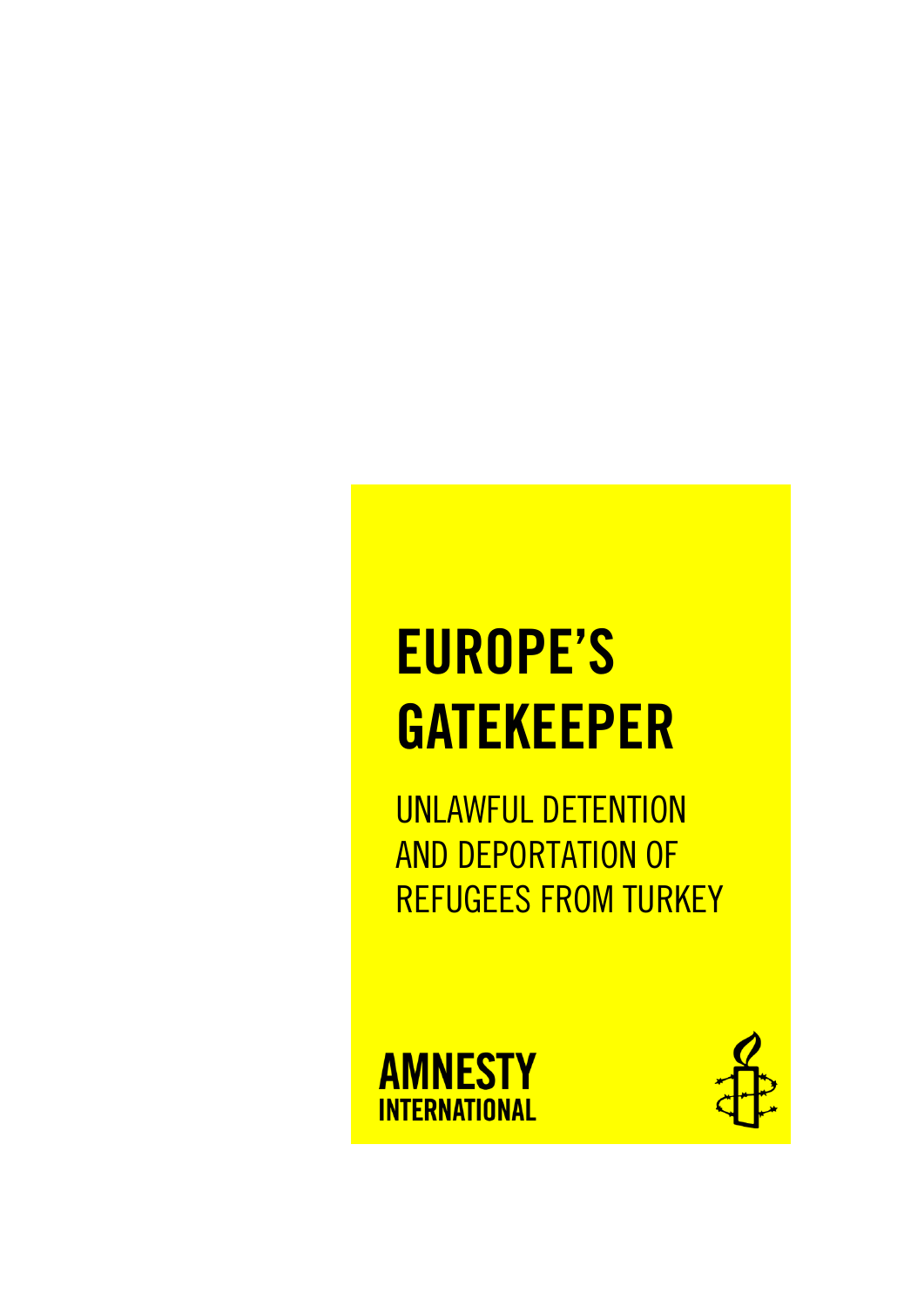# EUROPE'S GATEKEEPER

## UNLAWFUL DETENTION AND DEPORTATION OF REFUGEES FROM TURKEY

AMNESTY INTERNATIONAL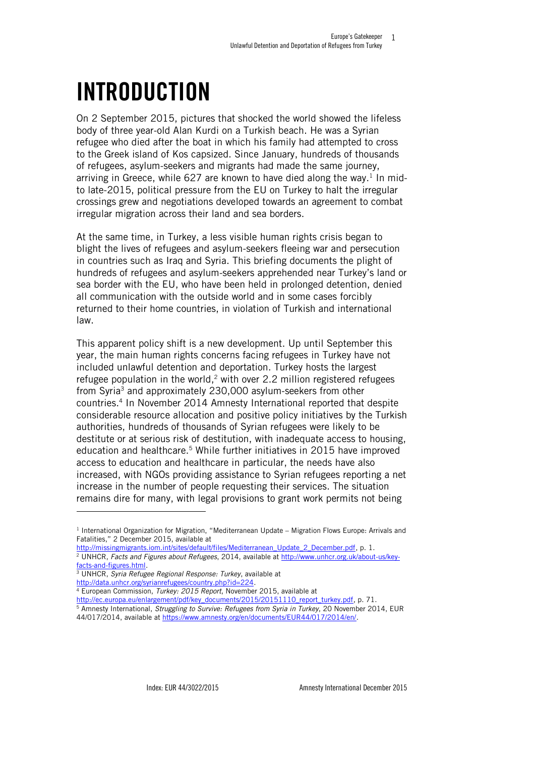# INTRODUCTION

On 2 September 2015, pictures that shocked the world showed the lifeless body of three year-old Alan Kurdi on a Turkish beach. He was a Syrian refugee who died after the boat in which his family had attempted to cross to the Greek island of Kos capsized. Since January, hundreds of thousands of refugees, asylum-seekers and migrants had made the same journey, arriving in Greece, while 627 are known to have died along the way.[1] In mid- to late-2015, political pressure from the EU on Turkey to halt the irregular crossings grew and negotiations developed towards an agreement to combat irregular migration across their land and sea borders.

At the same time, in Turkey, a less visible human rights crisis began to blight the lives of refugees and asylum-seekers fleeing war and persecution in countries such as Iraq and Syria. This briefing documents the plight of hundreds of refugees and asylum-seekers apprehended near Turkey's land or sea border with the EU, who have been held in prolonged detention, denied all communication with the outside world and in some cases forcibly returned to their home countries, in violation of Turkish and international law.

This apparent policy shift is a new development. Up until September this year, the main human rights concerns facing refugees in Turkey have not included unlawful detention and deportation. Turkey hosts the largest refugee population in the world,[2] with over 2.2 million registered refugees from Syria[3] and approximately 230,000 asylum-seekers from other countries.[4] In November 2014 Amnesty International reported that despite considerable resource allocation and positive policy initiatives by the Turkish authorities, hundreds of thousands of Syrian refugees were likely to be destitute or at serious risk of destitution, with inadequate access to housing, education and healthcare.[5] While further initiatives in 2015 have improved access to education and healthcare in particular, the needs have also increased, with NGOs providing assistance to Syrian refugees reporting a net increase in the number of people requesting their services. The situation remains dire for many, with legal provisions to grant work permits not being

---

[1] International Organization for Migration, "Mediterranean Update – Migration Flows Europe: Arrivals and Fatalities," 2 December 2015, available at http://missingmigrants.iom.int/sites/default/files/Mediterranean_Update_2_December.pdf, p. 1.

[2] UNHCR, *Facts and Figures about Refugees*, 2014, available at http://www.unhcr.org.uk/about-us/key-facts-and-figures.html.

[3] UNHCR, *Syria Refugee Regional Response: Turkey*, available at http://data.unhcr.org/syrianrefugees/country.php?id=224.

[4] European Commission, *Turkey: 2015 Report*, November 2015, available at http://ec.europa.eu/enlargement/pdf/key_documents/2015/20151110_report_turkey.pdf, p. 71.

[5] Amnesty International, *Struggling to Survive: Refugees from Syria in Turkey*, 20 November 2014, EUR 44/017/2014, available at https://www.amnesty.org/en/documents/EUR44/017/2014/en/.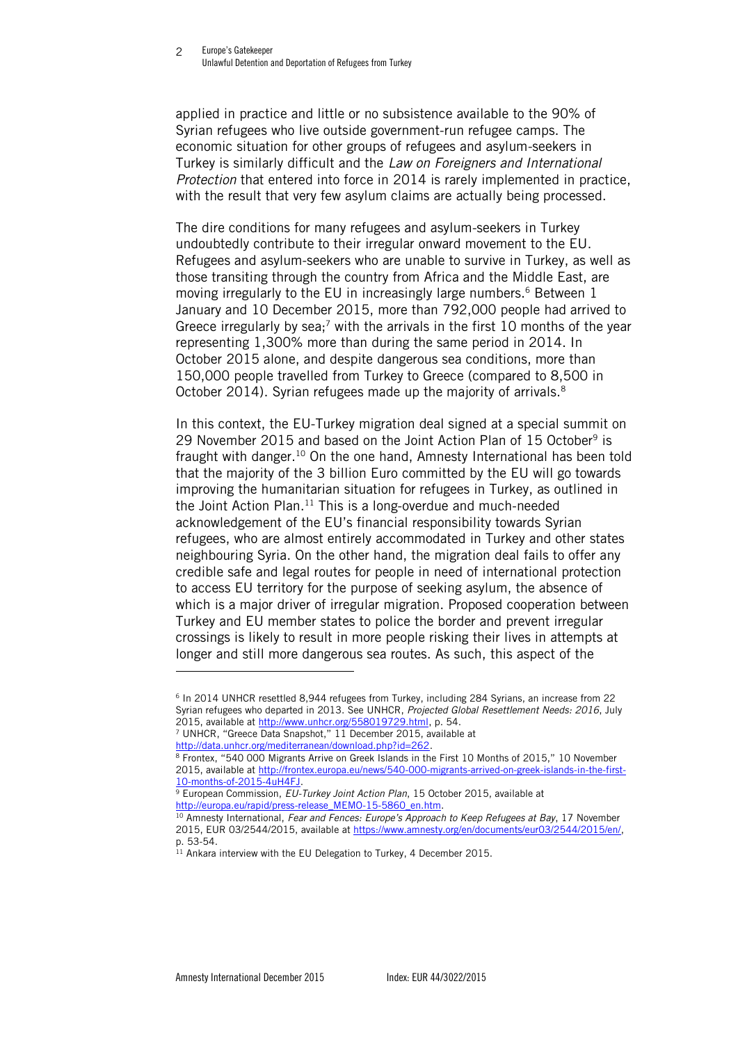applied in practice and little or no subsistence available to the 90% of Syrian refugees who live outside government-run refugee camps. The economic situation for other groups of refugees and asylum-seekers in Turkey is similarly difficult and the *Law on Foreigners and International Protection* that entered into force in 2014 is rarely implemented in practice, with the result that very few asylum claims are actually being processed.

The dire conditions for many refugees and asylum-seekers in Turkey undoubtedly contribute to their irregular onward movement to the EU. Refugees and asylum-seekers who are unable to survive in Turkey, as well as those transiting through the country from Africa and the Middle East, are moving irregularly to the EU in increasingly large numbers.[6] Between 1 January and 10 December 2015, more than 792,000 people had arrived to Greece irregularly by sea;[7] with the arrivals in the first 10 months of the year representing 1,300% more than during the same period in 2014. In October 2015 alone, and despite dangerous sea conditions, more than 150,000 people travelled from Turkey to Greece (compared to 8,500 in October 2014). Syrian refugees made up the majority of arrivals.[8]

In this context, the EU-Turkey migration deal signed at a special summit on 29 November 2015 and based on the Joint Action Plan of 15 October[9] is fraught with danger.[10] On the one hand, Amnesty International has been told that the majority of the 3 billion Euro committed by the EU will go towards improving the humanitarian situation for refugees in Turkey, as outlined in the Joint Action Plan.[11] This is a long-overdue and much-needed acknowledgement of the EU's financial responsibility towards Syrian refugees, who are almost entirely accommodated in Turkey and other states neighbouring Syria. On the other hand, the migration deal fails to offer any credible safe and legal routes for people in need of international protection to access EU territory for the purpose of seeking asylum, the absence of which is a major driver of irregular migration. Proposed cooperation between Turkey and EU member states to police the border and prevent irregular crossings is likely to result in more people risking their lives in attempts at longer and still more dangerous sea routes. As such, this aspect of the

---

[6] In 2014 UNHCR resettled 8,944 refugees from Turkey, including 284 Syrians, an increase from 22 Syrian refugees who departed in 2013. See UNHCR, *Projected Global Resettlement Needs: 2016*, July 2015, available at http://www.unhcr.org/558019729.html, p. 54.

[7] UNHCR, "Greece Data Snapshot," 11 December 2015, available at http://data.unhcr.org/mediterranean/download.php?id=262.

[8] Frontex, "540 000 Migrants Arrive on Greek Islands in the First 10 Months of 2015," 10 November 2015, available at http://frontex.europa.eu/news/540-000-migrants-arrived-on-greek-islands-in-the-first-10-months-of-2015-4uH4FJ.

[9] European Commission, *EU-Turkey Joint Action Plan*, 15 October 2015, available at http://europa.eu/rapid/press-release_MEMO-15-5860_en.htm.

[10] Amnesty International, *Fear and Fences: Europe's Approach to Keep Refugees at Bay*, 17 November 2015, EUR 03/2544/2015, available at https://www.amnesty.org/en/documents/eur03/2544/2015/en/, p. 53-54.

[11] Ankara interview with the EU Delegation to Turkey, 4 December 2015.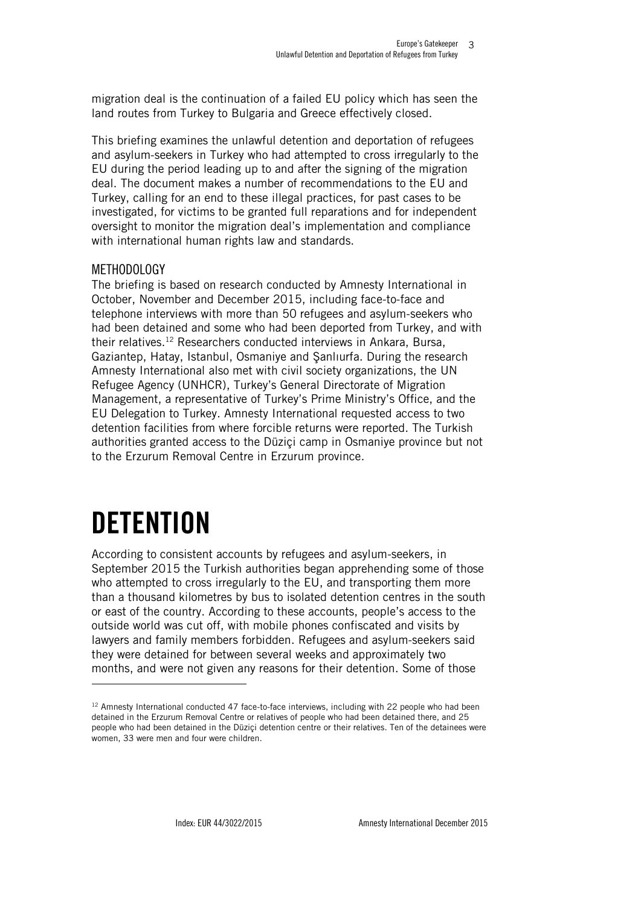migration deal is the continuation of a failed EU policy which has seen the land routes from Turkey to Bulgaria and Greece effectively closed.

This briefing examines the unlawful detention and deportation of refugees and asylum-seekers in Turkey who had attempted to cross irregularly to the EU during the period leading up to and after the signing of the migration deal. The document makes a number of recommendations to the EU and Turkey, calling for an end to these illegal practices, for past cases to be investigated, for victims to be granted full reparations and for independent oversight to monitor the migration deal's implementation and compliance with international human rights law and standards.

### METHODOLOGY

The briefing is based on research conducted by Amnesty International in October, November and December 2015, including face-to-face and telephone interviews with more than 50 refugees and asylum-seekers who had been detained and some who had been deported from Turkey, and with their relatives.[12] Researchers conducted interviews in Ankara, Bursa, Gaziantep, Hatay, Istanbul, Osmaniye and Şanlıurfa. During the research Amnesty International also met with civil society organizations, the UN Refugee Agency (UNHCR), Turkey's General Directorate of Migration Management, a representative of Turkey's Prime Ministry's Office, and the EU Delegation to Turkey. Amnesty International requested access to two detention facilities from where forcible returns were reported. The Turkish authorities granted access to the Düziçi camp in Osmaniye province but not to the Erzurum Removal Centre in Erzurum province.

# DETENTION

According to consistent accounts by refugees and asylum-seekers, in September 2015 the Turkish authorities began apprehending some of those who attempted to cross irregularly to the EU, and transporting them more than a thousand kilometres by bus to isolated detention centres in the south or east of the country. According to these accounts, people's access to the outside world was cut off, with mobile phones confiscated and visits by lawyers and family members forbidden. Refugees and asylum-seekers said they were detained for between several weeks and approximately two months, and were not given any reasons for their detention. Some of those

[12] Amnesty International conducted 47 face-to-face interviews, including with 22 people who had been detained in the Erzurum Removal Centre or relatives of people who had been detained there, and 25 people who had been detained in the Düziçi detention centre or their relatives. Ten of the detainees were women, 33 were men and four were children.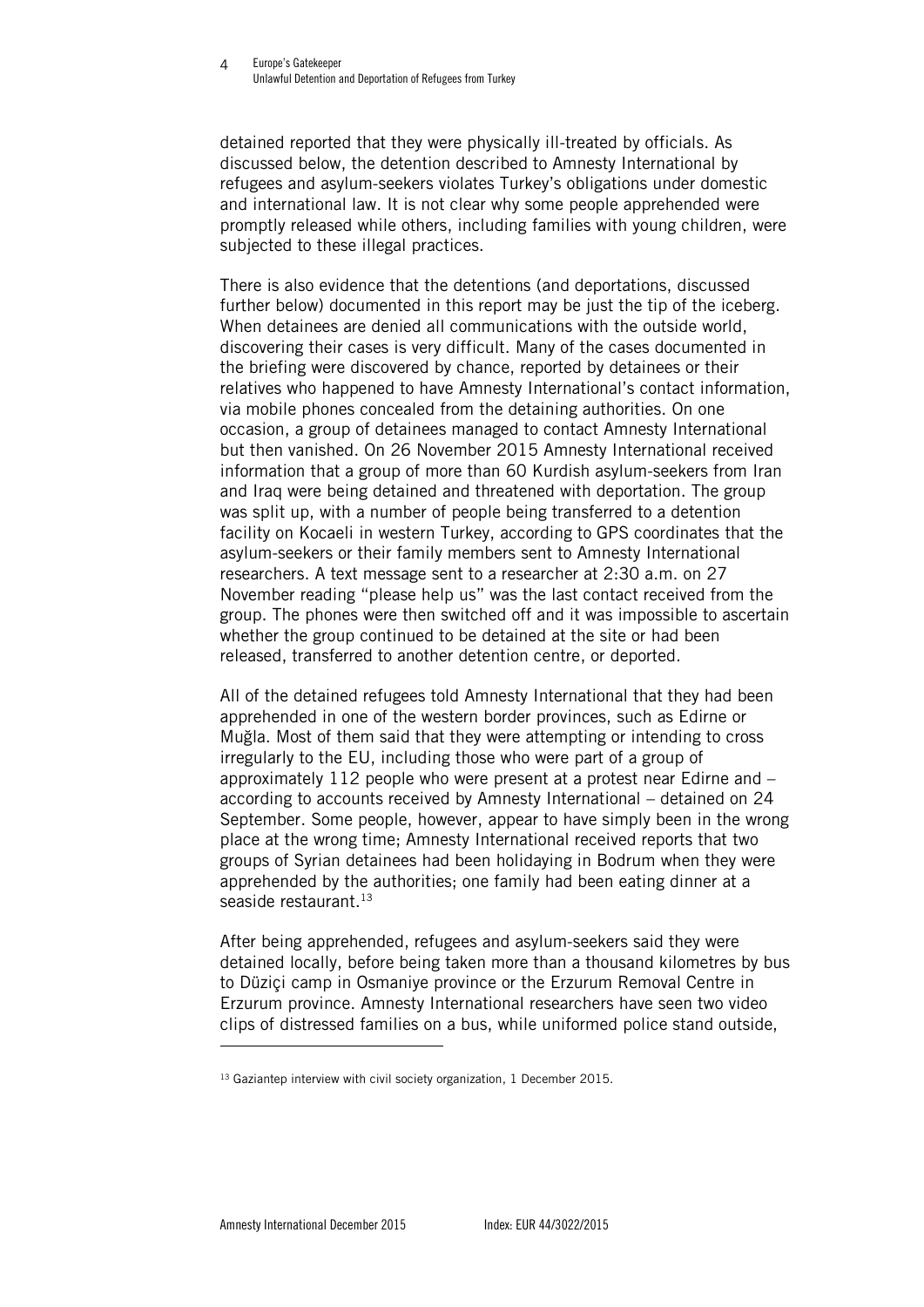detained reported that they were physically ill-treated by officials. As discussed below, the detention described to Amnesty International by refugees and asylum-seekers violates Turkey's obligations under domestic and international law. It is not clear why some people apprehended were promptly released while others, including families with young children, were subjected to these illegal practices.

There is also evidence that the detentions (and deportations, discussed further below) documented in this report may be just the tip of the iceberg. When detainees are denied all communications with the outside world, discovering their cases is very difficult. Many of the cases documented in the briefing were discovered by chance, reported by detainees or their relatives who happened to have Amnesty International's contact information, via mobile phones concealed from the detaining authorities. On one occasion, a group of detainees managed to contact Amnesty International but then vanished. On 26 November 2015 Amnesty International received information that a group of more than 60 Kurdish asylum-seekers from Iran and Iraq were being detained and threatened with deportation. The group was split up, with a number of people being transferred to a detention facility on Kocaeli in western Turkey, according to GPS coordinates that the asylum-seekers or their family members sent to Amnesty International researchers. A text message sent to a researcher at 2:30 a.m. on 27 November reading "please help us" was the last contact received from the group. The phones were then switched off and it was impossible to ascertain whether the group continued to be detained at the site or had been released, transferred to another detention centre, or deported.

All of the detained refugees told Amnesty International that they had been apprehended in one of the western border provinces, such as Edirne or Muğla. Most of them said that they were attempting or intending to cross irregularly to the EU, including those who were part of a group of approximately 112 people who were present at a protest near Edirne and – according to accounts received by Amnesty International – detained on 24 September. Some people, however, appear to have simply been in the wrong place at the wrong time; Amnesty International received reports that two groups of Syrian detainees had been holidaying in Bodrum when they were apprehended by the authorities; one family had been eating dinner at a seaside restaurant.[13]

After being apprehended, refugees and asylum-seekers said they were detained locally, before being taken more than a thousand kilometres by bus to Düziçi camp in Osmaniye province or the Erzurum Removal Centre in Erzurum province. Amnesty International researchers have seen two video clips of distressed families on a bus, while uniformed police stand outside,

[13] Gaziantep interview with civil society organization, 1 December 2015.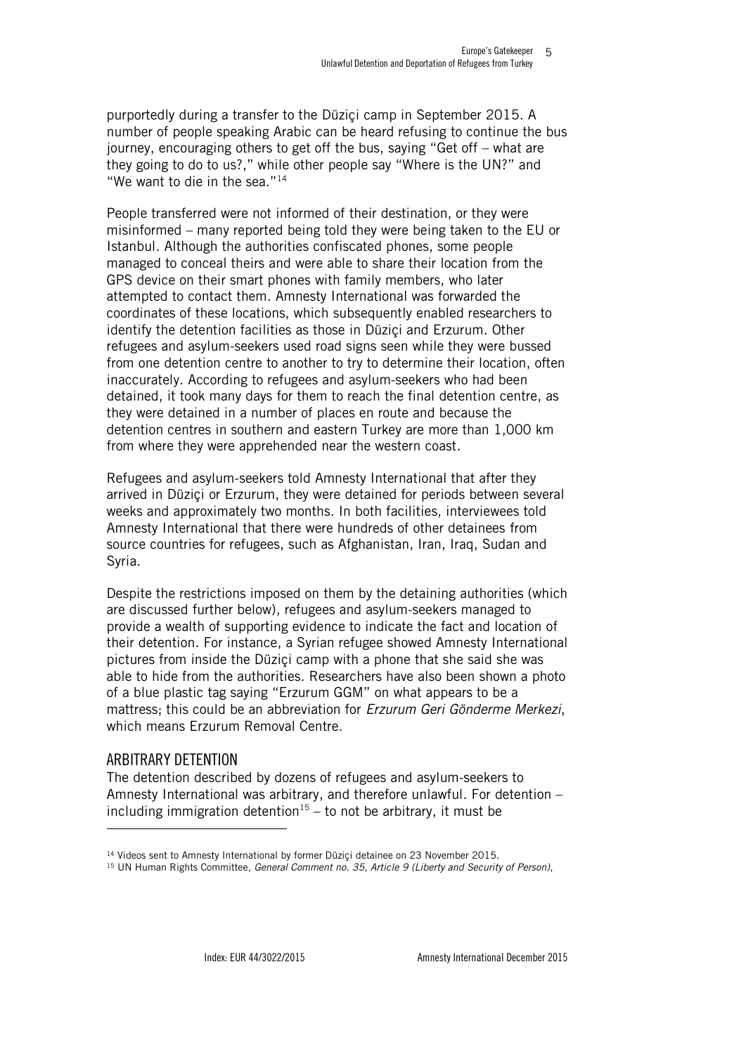purportedly during a transfer to the Düziçi camp in September 2015. A number of people speaking Arabic can be heard refusing to continue the bus journey, encouraging others to get off the bus, saying "Get off – what are they going to do to us?," while other people say "Where is the UN?" and "We want to die in the sea."[14]

People transferred were not informed of their destination, or they were misinformed – many reported being told they were being taken to the EU or Istanbul. Although the authorities confiscated phones, some people managed to conceal theirs and were able to share their location from the GPS device on their smart phones with family members, who later attempted to contact them. Amnesty International was forwarded the coordinates of these locations, which subsequently enabled researchers to identify the detention facilities as those in Düziçi and Erzurum. Other refugees and asylum-seekers used road signs seen while they were bussed from one detention centre to another to try to determine their location, often inaccurately. According to refugees and asylum-seekers who had been detained, it took many days for them to reach the final detention centre, as they were detained in a number of places en route and because the detention centres in southern and eastern Turkey are more than 1,000 km from where they were apprehended near the western coast.

Refugees and asylum-seekers told Amnesty International that after they arrived in Düziçi or Erzurum, they were detained for periods between several weeks and approximately two months. In both facilities, interviewees told Amnesty International that there were hundreds of other detainees from source countries for refugees, such as Afghanistan, Iran, Iraq, Sudan and Syria.

Despite the restrictions imposed on them by the detaining authorities (which are discussed further below), refugees and asylum-seekers managed to provide a wealth of supporting evidence to indicate the fact and location of their detention. For instance, a Syrian refugee showed Amnesty International pictures from inside the Düziçi camp with a phone that she said she was able to hide from the authorities. Researchers have also been shown a photo of a blue plastic tag saying "Erzurum GGM" on what appears to be a mattress; this could be an abbreviation for *Erzurum Geri Gönderme Merkezi*, which means Erzurum Removal Centre.

## ARBITRARY DETENTION

The detention described by dozens of refugees and asylum-seekers to Amnesty International was arbitrary, and therefore unlawful. For detention – including immigration detention[15] – to not be arbitrary, it must be

[14] Videos sent to Amnesty International by former Düziçi detainee on 23 November 2015.

[15] UN Human Rights Committee, *General Comment no. 35, Article 9 (Liberty and Security of Person)*,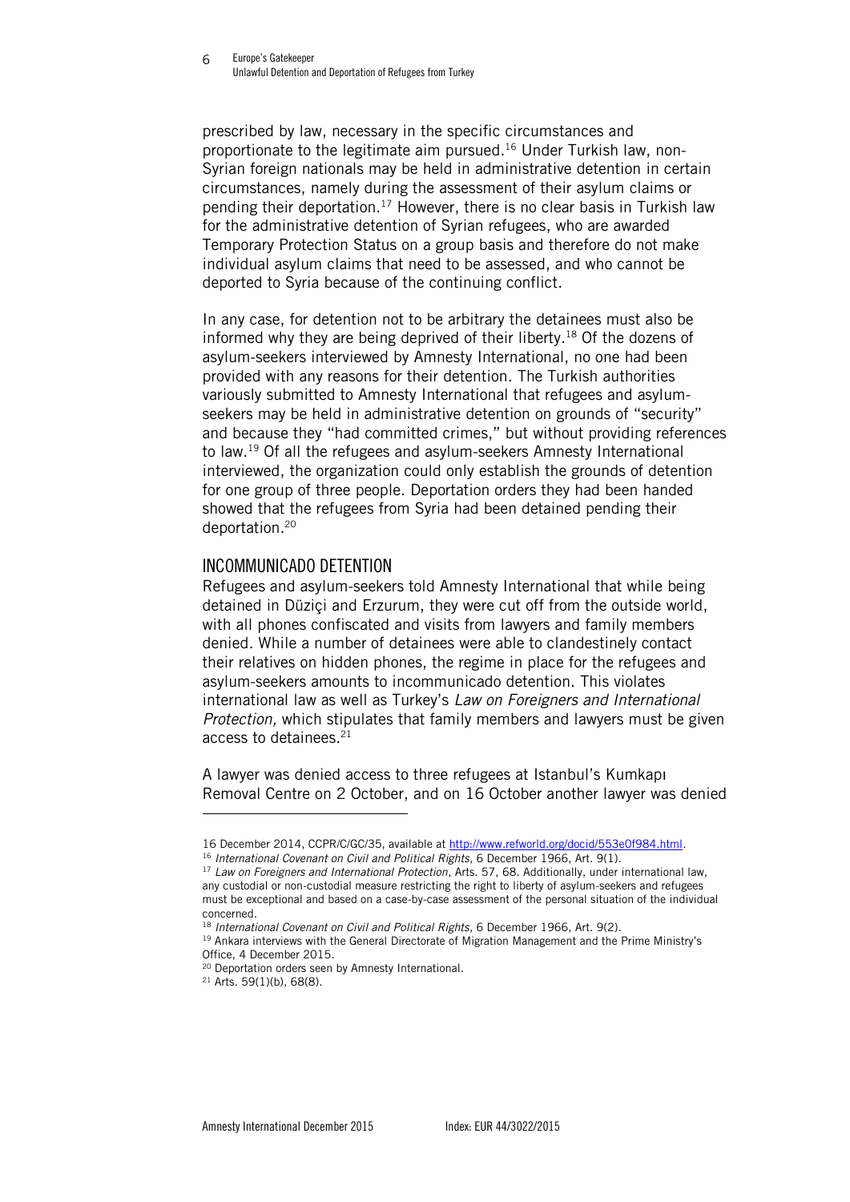prescribed by law, necessary in the specific circumstances and proportionate to the legitimate aim pursued.[16] Under Turkish law, non-Syrian foreign nationals may be held in administrative detention in certain circumstances, namely during the assessment of their asylum claims or pending their deportation.[17] However, there is no clear basis in Turkish law for the administrative detention of Syrian refugees, who are awarded Temporary Protection Status on a group basis and therefore do not make individual asylum claims that need to be assessed, and who cannot be deported to Syria because of the continuing conflict.

In any case, for detention not to be arbitrary the detainees must also be informed why they are being deprived of their liberty.[18] Of the dozens of asylum-seekers interviewed by Amnesty International, no one had been provided with any reasons for their detention. The Turkish authorities variously submitted to Amnesty International that refugees and asylum-seekers may be held in administrative detention on grounds of "security" and because they "had committed crimes," but without providing references to law.[19] Of all the refugees and asylum-seekers Amnesty International interviewed, the organization could only establish the grounds of detention for one group of three people. Deportation orders they had been handed showed that the refugees from Syria had been detained pending their deportation.[20]

## INCOMMUNICADO DETENTION

Refugees and asylum-seekers told Amnesty International that while being detained in Düziçi and Erzurum, they were cut off from the outside world, with all phones confiscated and visits from lawyers and family members denied. While a number of detainees were able to clandestinely contact their relatives on hidden phones, the regime in place for the refugees and asylum-seekers amounts to incommunicado detention. This violates international law as well as Turkey's *Law on Foreigners and International Protection,* which stipulates that family members and lawyers must be given access to detainees.[21]

A lawyer was denied access to three refugees at Istanbul's Kumkapı Removal Centre on 2 October, and on 16 October another lawyer was denied

---

16 December 2014, CCPR/C/GC/35, available at http://www.refworld.org/docid/553e0f984.html.

[16] *International Covenant on Civil and Political Rights*, 6 December 1966, Art. 9(1).

[17] *Law on Foreigners and International Protection*, Arts. 57, 68. Additionally, under international law, any custodial or non-custodial measure restricting the right to liberty of asylum-seekers and refugees must be exceptional and based on a case-by-case assessment of the personal situation of the individual concerned.

[18] *International Covenant on Civil and Political Rights*, 6 December 1966, Art. 9(2).

[19] Ankara interviews with the General Directorate of Migration Management and the Prime Ministry's Office, 4 December 2015.

[20] Deportation orders seen by Amnesty International.

[21] Arts. 59(1)(b), 68(8).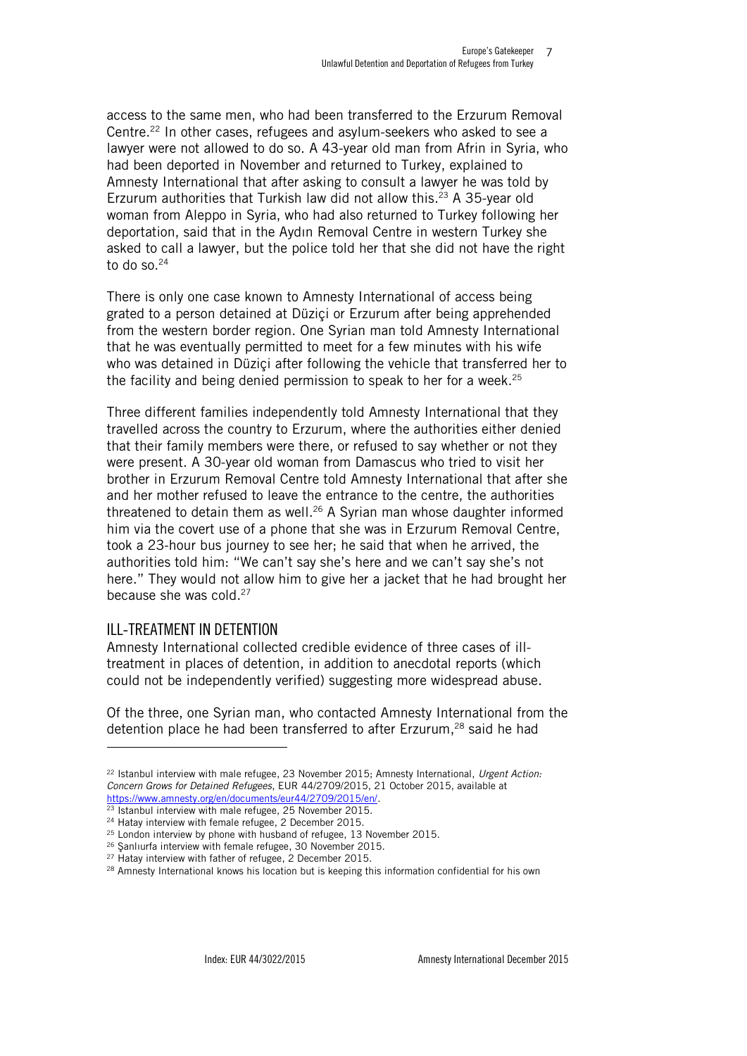access to the same men, who had been transferred to the Erzurum Removal Centre.[22] In other cases, refugees and asylum-seekers who asked to see a lawyer were not allowed to do so. A 43-year old man from Afrin in Syria, who had been deported in November and returned to Turkey, explained to Amnesty International that after asking to consult a lawyer he was told by Erzurum authorities that Turkish law did not allow this.[23] A 35-year old woman from Aleppo in Syria, who had also returned to Turkey following her deportation, said that in the Aydın Removal Centre in western Turkey she asked to call a lawyer, but the police told her that she did not have the right to do so.[24]

There is only one case known to Amnesty International of access being grated to a person detained at Düziçi or Erzurum after being apprehended from the western border region. One Syrian man told Amnesty International that he was eventually permitted to meet for a few minutes with his wife who was detained in Düziçi after following the vehicle that transferred her to the facility and being denied permission to speak to her for a week.[25]

Three different families independently told Amnesty International that they travelled across the country to Erzurum, where the authorities either denied that their family members were there, or refused to say whether or not they were present. A 30-year old woman from Damascus who tried to visit her brother in Erzurum Removal Centre told Amnesty International that after she and her mother refused to leave the entrance to the centre, the authorities threatened to detain them as well.[26] A Syrian man whose daughter informed him via the covert use of a phone that she was in Erzurum Removal Centre, took a 23-hour bus journey to see her; he said that when he arrived, the authorities told him: "We can't say she's here and we can't say she's not here." They would not allow him to give her a jacket that he had brought her because she was cold.[27]

## ILL-TREATMENT IN DETENTION

Amnesty International collected credible evidence of three cases of ill-treatment in places of detention, in addition to anecdotal reports (which could not be independently verified) suggesting more widespread abuse.

Of the three, one Syrian man, who contacted Amnesty International from the detention place he had been transferred to after Erzurum,[28] said he had

---

[22] Istanbul interview with male refugee, 23 November 2015; Amnesty International, *Urgent Action: Concern Grows for Detained Refugees*, EUR 44/2709/2015, 21 October 2015, available at https://www.amnesty.org/en/documents/eur44/2709/2015/en/.

[23] Istanbul interview with male refugee, 25 November 2015.

[24] Hatay interview with female refugee, 2 December 2015.

[25] London interview by phone with husband of refugee, 13 November 2015.

[26] Şanlıurfa interview with female refugee, 30 November 2015.

[27] Hatay interview with father of refugee, 2 December 2015.

[28] Amnesty International knows his location but is keeping this information confidential for his own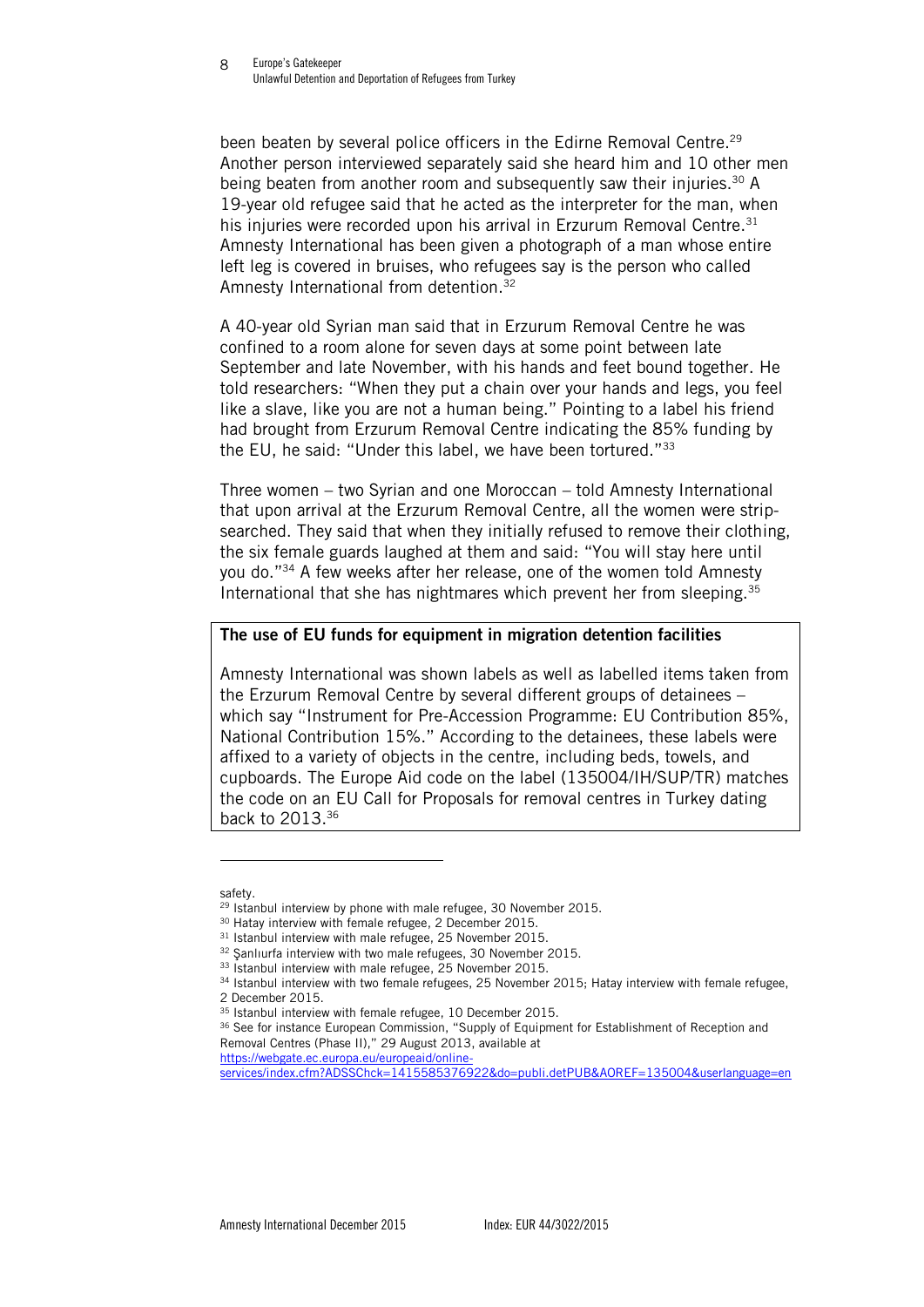been beaten by several police officers in the Edirne Removal Centre.[29] Another person interviewed separately said she heard him and 10 other men being beaten from another room and subsequently saw their injuries.[30] A 19-year old refugee said that he acted as the interpreter for the man, when his injuries were recorded upon his arrival in Erzurum Removal Centre.[31] Amnesty International has been given a photograph of a man whose entire left leg is covered in bruises, who refugees say is the person who called Amnesty International from detention.[32]

A 40-year old Syrian man said that in Erzurum Removal Centre he was confined to a room alone for seven days at some point between late September and late November, with his hands and feet bound together. He told researchers: "When they put a chain over your hands and legs, you feel like a slave, like you are not a human being." Pointing to a label his friend had brought from Erzurum Removal Centre indicating the 85% funding by the EU, he said: "Under this label, we have been tortured."[33]

Three women – two Syrian and one Moroccan – told Amnesty International that upon arrival at the Erzurum Removal Centre, all the women were strip-searched. They said that when they initially refused to remove their clothing, the six female guards laughed at them and said: "You will stay here until you do."[34] A few weeks after her release, one of the women told Amnesty International that she has nightmares which prevent her from sleeping.[35]

**The use of EU funds for equipment in migration detention facilities**

Amnesty International was shown labels as well as labelled items taken from the Erzurum Removal Centre by several different groups of detainees – which say "Instrument for Pre-Accession Programme: EU Contribution 85%, National Contribution 15%." According to the detainees, these labels were affixed to a variety of objects in the centre, including beds, towels, and cupboards. The Europe Aid code on the label (135004/IH/SUP/TR) matches the code on an EU Call for Proposals for removal centres in Turkey dating back to 2013.[36]

---

safety.

[29] Istanbul interview by phone with male refugee, 30 November 2015.

[30] Hatay interview with female refugee, 2 December 2015.

[31] Istanbul interview with male refugee, 25 November 2015.

[32] Şanlıurfa interview with two male refugees, 30 November 2015.

[33] Istanbul interview with male refugee, 25 November 2015.

[34] Istanbul interview with two female refugees, 25 November 2015; Hatay interview with female refugee, 2 December 2015.

[35] Istanbul interview with female refugee, 10 December 2015.

[36] See for instance European Commission, "Supply of Equipment for Establishment of Reception and Removal Centres (Phase II)," 29 August 2013, available at https://webgate.ec.europa.eu/europeaid/online-services/index.cfm?ADSSChck=1415585376922&do=publi.detPUB&AOREF=135004&userlanguage=en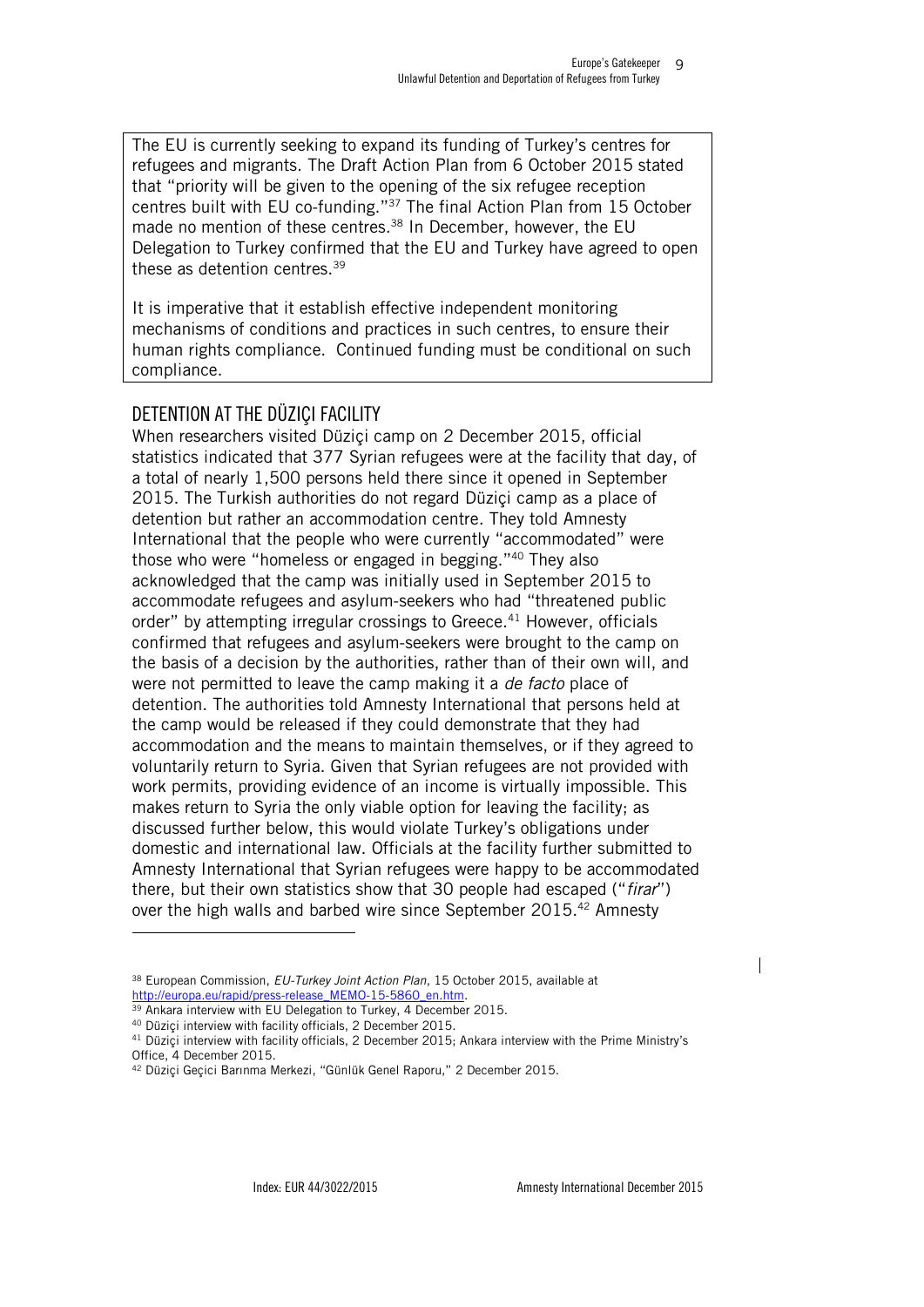The EU is currently seeking to expand its funding of Turkey's centres for refugees and migrants. The Draft Action Plan from 6 October 2015 stated that "priority will be given to the opening of the six refugee reception centres built with EU co-funding."[37] The final Action Plan from 15 October made no mention of these centres.[38] In December, however, the EU Delegation to Turkey confirmed that the EU and Turkey have agreed to open these as detention centres.[39]

It is imperative that it establish effective independent monitoring mechanisms of conditions and practices in such centres, to ensure their human rights compliance. Continued funding must be conditional on such compliance.

## DETENTION AT THE DÜZIÇI FACILITY

When researchers visited Düziçi camp on 2 December 2015, official statistics indicated that 377 Syrian refugees were at the facility that day, of a total of nearly 1,500 persons held there since it opened in September 2015. The Turkish authorities do not regard Düziçi camp as a place of detention but rather an accommodation centre. They told Amnesty International that the people who were currently "accommodated" were those who were "homeless or engaged in begging."[40] They also acknowledged that the camp was initially used in September 2015 to accommodate refugees and asylum-seekers who had "threatened public order" by attempting irregular crossings to Greece.[41] However, officials confirmed that refugees and asylum-seekers were brought to the camp on the basis of a decision by the authorities, rather than of their own will, and were not permitted to leave the camp making it a *de facto* place of detention. The authorities told Amnesty International that persons held at the camp would be released if they could demonstrate that they had accommodation and the means to maintain themselves, or if they agreed to voluntarily return to Syria. Given that Syrian refugees are not provided with work permits, providing evidence of an income is virtually impossible. This makes return to Syria the only viable option for leaving the facility; as discussed further below, this would violate Turkey's obligations under domestic and international law. Officials at the facility further submitted to Amnesty International that Syrian refugees were happy to be accommodated there, but their own statistics show that 30 people had escaped ("*firar*") over the high walls and barbed wire since September 2015.[42] Amnesty

---

[38] European Commission, *EU-Turkey Joint Action Plan*, 15 October 2015, available at http://europa.eu/rapid/press-release_MEMO-15-5860_en.htm.

[39] Ankara interview with EU Delegation to Turkey, 4 December 2015.

[40] Düziçi interview with facility officials, 2 December 2015.

[41] Düziçi interview with facility officials, 2 December 2015; Ankara interview with the Prime Ministry's Office, 4 December 2015.

[42] Düziçi Geçici Barınma Merkezi, "Günlük Genel Raporu," 2 December 2015.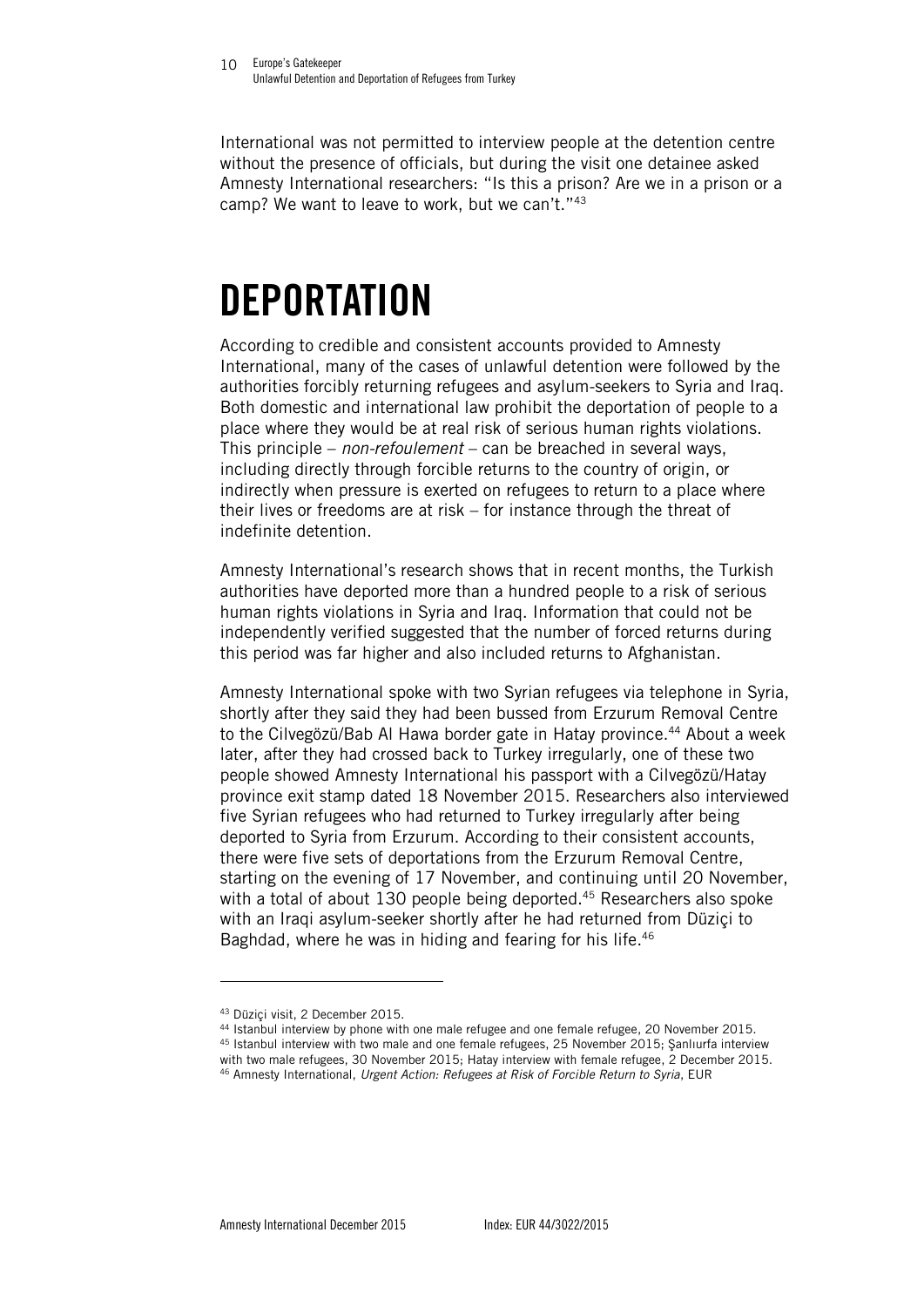International was not permitted to interview people at the detention centre without the presence of officials, but during the visit one detainee asked Amnesty International researchers: "Is this a prison? Are we in a prison or a camp? We want to leave to work, but we can't."[43]

# DEPORTATION

According to credible and consistent accounts provided to Amnesty International, many of the cases of unlawful detention were followed by the authorities forcibly returning refugees and asylum-seekers to Syria and Iraq. Both domestic and international law prohibit the deportation of people to a place where they would be at real risk of serious human rights violations. This principle – *non-refoulement* – can be breached in several ways, including directly through forcible returns to the country of origin, or indirectly when pressure is exerted on refugees to return to a place where their lives or freedoms are at risk – for instance through the threat of indefinite detention.

Amnesty International's research shows that in recent months, the Turkish authorities have deported more than a hundred people to a risk of serious human rights violations in Syria and Iraq. Information that could not be independently verified suggested that the number of forced returns during this period was far higher and also included returns to Afghanistan.

Amnesty International spoke with two Syrian refugees via telephone in Syria, shortly after they said they had been bussed from Erzurum Removal Centre to the Cilvegözü/Bab Al Hawa border gate in Hatay province.[44] About a week later, after they had crossed back to Turkey irregularly, one of these two people showed Amnesty International his passport with a Cilvegözü/Hatay province exit stamp dated 18 November 2015. Researchers also interviewed five Syrian refugees who had returned to Turkey irregularly after being deported to Syria from Erzurum. According to their consistent accounts, there were five sets of deportations from the Erzurum Removal Centre, starting on the evening of 17 November, and continuing until 20 November, with a total of about 130 people being deported.[45] Researchers also spoke with an Iraqi asylum-seeker shortly after he had returned from Düziçi to Baghdad, where he was in hiding and fearing for his life.[46]

---

[43] Düziçi visit, 2 December 2015.

[44] Istanbul interview by phone with one male refugee and one female refugee, 20 November 2015.

[45] Istanbul interview with two male and one female refugees, 25 November 2015; Şanlıurfa interview with two male refugees, 30 November 2015; Hatay interview with female refugee, 2 December 2015.

[46] Amnesty International, *Urgent Action: Refugees at Risk of Forcible Return to Syria*, EUR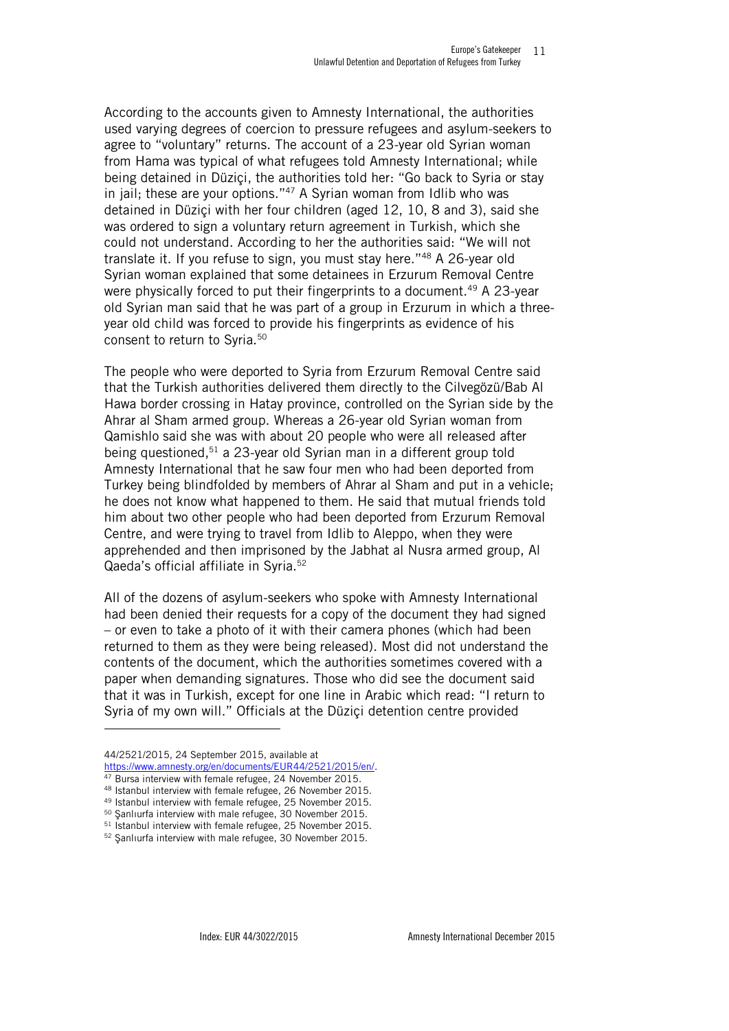According to the accounts given to Amnesty International, the authorities used varying degrees of coercion to pressure refugees and asylum-seekers to agree to "voluntary" returns. The account of a 23-year old Syrian woman from Hama was typical of what refugees told Amnesty International; while being detained in Düziçi, the authorities told her: "Go back to Syria or stay in jail; these are your options."[47] A Syrian woman from Idlib who was detained in Düziçi with her four children (aged 12, 10, 8 and 3), said she was ordered to sign a voluntary return agreement in Turkish, which she could not understand. According to her the authorities said: "We will not translate it. If you refuse to sign, you must stay here."[48] A 26-year old Syrian woman explained that some detainees in Erzurum Removal Centre were physically forced to put their fingerprints to a document.[49] A 23-year old Syrian man said that he was part of a group in Erzurum in which a three-year old child was forced to provide his fingerprints as evidence of his consent to return to Syria.[50]

The people who were deported to Syria from Erzurum Removal Centre said that the Turkish authorities delivered them directly to the Cilvegözü/Bab Al Hawa border crossing in Hatay province, controlled on the Syrian side by the Ahrar al Sham armed group. Whereas a 26-year old Syrian woman from Qamishlo said she was with about 20 people who were all released after being questioned,[51] a 23-year old Syrian man in a different group told Amnesty International that he saw four men who had been deported from Turkey being blindfolded by members of Ahrar al Sham and put in a vehicle; he does not know what happened to them. He said that mutual friends told him about two other people who had been deported from Erzurum Removal Centre, and were trying to travel from Idlib to Aleppo, when they were apprehended and then imprisoned by the Jabhat al Nusra armed group, Al Qaeda's official affiliate in Syria.[52]

All of the dozens of asylum-seekers who spoke with Amnesty International had been denied their requests for a copy of the document they had signed – or even to take a photo of it with their camera phones (which had been returned to them as they were being released). Most did not understand the contents of the document, which the authorities sometimes covered with a paper when demanding signatures. Those who did see the document said that it was in Turkish, except for one line in Arabic which read: "I return to Syria of my own will." Officials at the Düziçi detention centre provided

---

44/2521/2015, 24 September 2015, available at https://www.amnesty.org/en/documents/EUR44/2521/2015/en/.

[47] Bursa interview with female refugee, 24 November 2015.

[48] Istanbul interview with female refugee, 26 November 2015.

[49] Istanbul interview with female refugee, 25 November 2015.

[50] Şanlıurfa interview with male refugee, 30 November 2015.

[51] Istanbul interview with female refugee, 25 November 2015.

[52] Şanlıurfa interview with male refugee, 30 November 2015.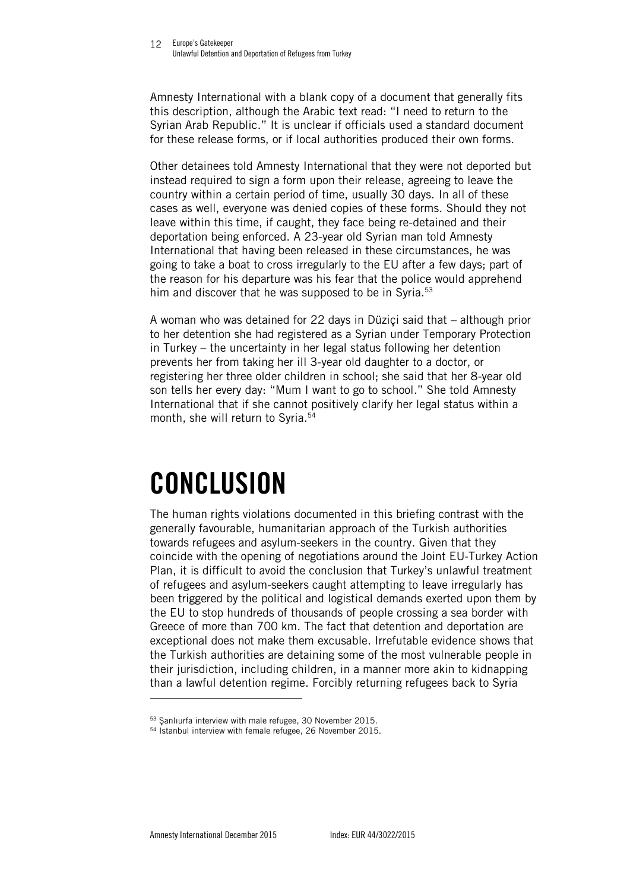Amnesty International with a blank copy of a document that generally fits this description, although the Arabic text read: "I need to return to the Syrian Arab Republic." It is unclear if officials used a standard document for these release forms, or if local authorities produced their own forms.

Other detainees told Amnesty International that they were not deported but instead required to sign a form upon their release, agreeing to leave the country within a certain period of time, usually 30 days. In all of these cases as well, everyone was denied copies of these forms. Should they not leave within this time, if caught, they face being re-detained and their deportation being enforced. A 23-year old Syrian man told Amnesty International that having been released in these circumstances, he was going to take a boat to cross irregularly to the EU after a few days; part of the reason for his departure was his fear that the police would apprehend him and discover that he was supposed to be in Syria.[53]

A woman who was detained for 22 days in Düziçi said that – although prior to her detention she had registered as a Syrian under Temporary Protection in Turkey – the uncertainty in her legal status following her detention prevents her from taking her ill 3-year old daughter to a doctor, or registering her three older children in school; she said that her 8-year old son tells her every day: "Mum I want to go to school." She told Amnesty International that if she cannot positively clarify her legal status within a month, she will return to Syria.[54]

# CONCLUSION

The human rights violations documented in this briefing contrast with the generally favourable, humanitarian approach of the Turkish authorities towards refugees and asylum-seekers in the country. Given that they coincide with the opening of negotiations around the Joint EU-Turkey Action Plan, it is difficult to avoid the conclusion that Turkey's unlawful treatment of refugees and asylum-seekers caught attempting to leave irregularly has been triggered by the political and logistical demands exerted upon them by the EU to stop hundreds of thousands of people crossing a sea border with Greece of more than 700 km. The fact that detention and deportation are exceptional does not make them excusable. Irrefutable evidence shows that the Turkish authorities are detaining some of the most vulnerable people in their jurisdiction, including children, in a manner more akin to kidnapping than a lawful detention regime. Forcibly returning refugees back to Syria

---

[53] Şanlıurfa interview with male refugee, 30 November 2015.

[54] Istanbul interview with female refugee, 26 November 2015.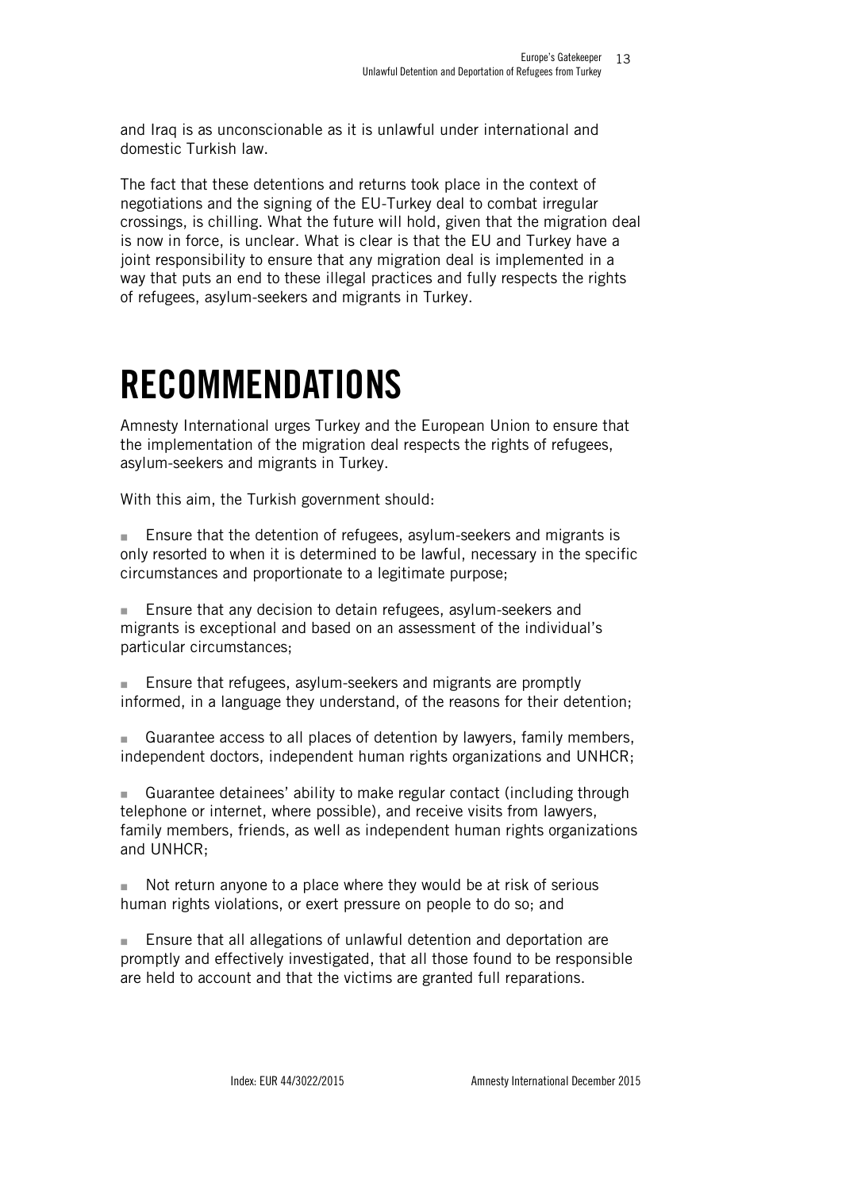and Iraq is as unconscionable as it is unlawful under international and domestic Turkish law.

The fact that these detentions and returns took place in the context of negotiations and the signing of the EU-Turkey deal to combat irregular crossings, is chilling. What the future will hold, given that the migration deal is now in force, is unclear. What is clear is that the EU and Turkey have a joint responsibility to ensure that any migration deal is implemented in a way that puts an end to these illegal practices and fully respects the rights of refugees, asylum-seekers and migrants in Turkey.

# RECOMMENDATIONS

Amnesty International urges Turkey and the European Union to ensure that the implementation of the migration deal respects the rights of refugees, asylum-seekers and migrants in Turkey.

With this aim, the Turkish government should:

- Ensure that the detention of refugees, asylum-seekers and migrants is only resorted to when it is determined to be lawful, necessary in the specific circumstances and proportionate to a legitimate purpose;

- Ensure that any decision to detain refugees, asylum-seekers and migrants is exceptional and based on an assessment of the individual's particular circumstances;

- Ensure that refugees, asylum-seekers and migrants are promptly informed, in a language they understand, of the reasons for their detention;

- Guarantee access to all places of detention by lawyers, family members, independent doctors, independent human rights organizations and UNHCR;

- Guarantee detainees' ability to make regular contact (including through telephone or internet, where possible), and receive visits from lawyers, family members, friends, as well as independent human rights organizations and UNHCR;

- Not return anyone to a place where they would be at risk of serious human rights violations, or exert pressure on people to do so; and

- Ensure that all allegations of unlawful detention and deportation are promptly and effectively investigated, that all those found to be responsible are held to account and that the victims are granted full reparations.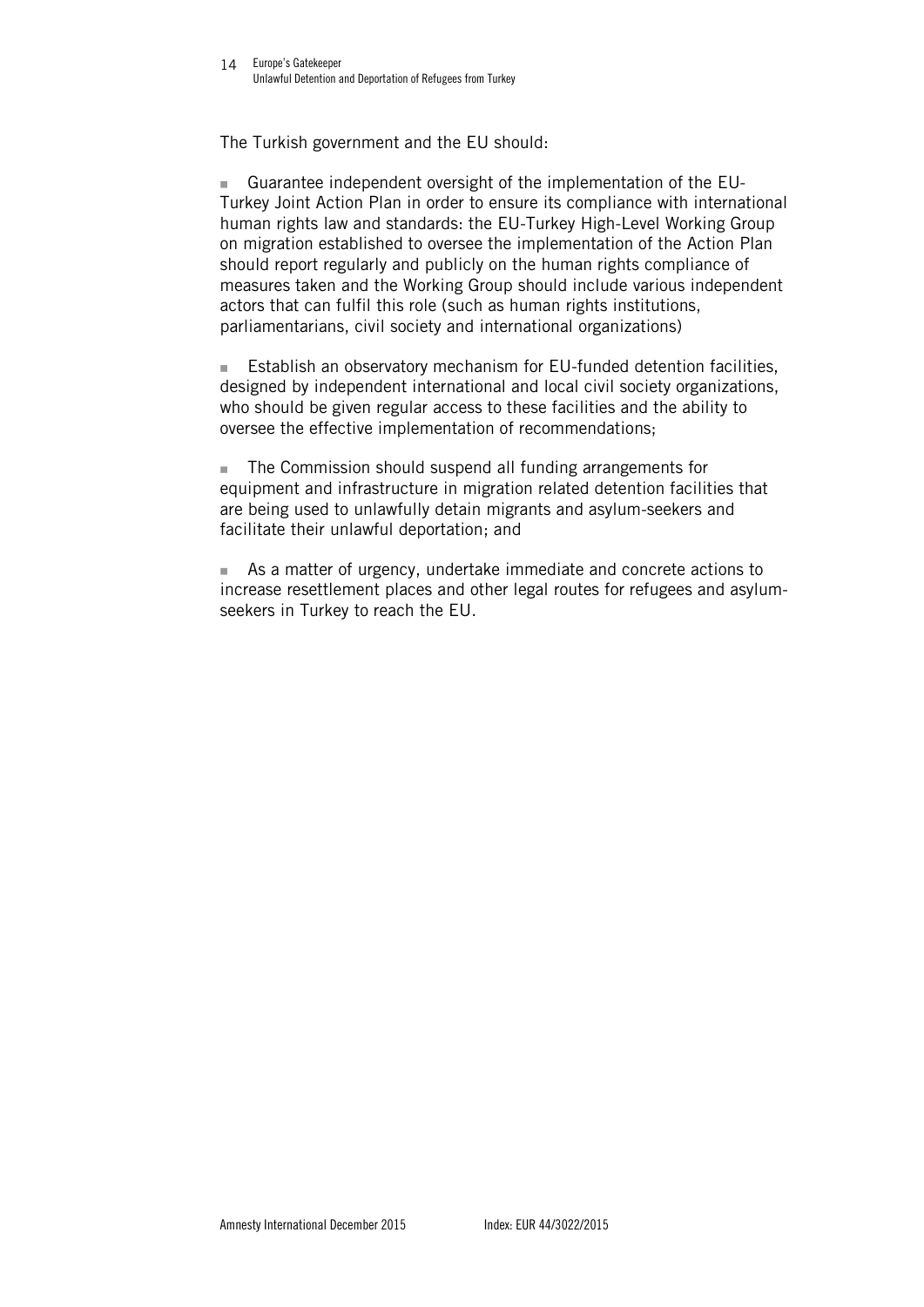The Turkish government and the EU should:

- Guarantee independent oversight of the implementation of the EU-Turkey Joint Action Plan in order to ensure its compliance with international human rights law and standards: the EU-Turkey High-Level Working Group on migration established to oversee the implementation of the Action Plan should report regularly and publicly on the human rights compliance of measures taken and the Working Group should include various independent actors that can fulfil this role (such as human rights institutions, parliamentarians, civil society and international organizations)

- Establish an observatory mechanism for EU-funded detention facilities, designed by independent international and local civil society organizations, who should be given regular access to these facilities and the ability to oversee the effective implementation of recommendations;

- The Commission should suspend all funding arrangements for equipment and infrastructure in migration related detention facilities that are being used to unlawfully detain migrants and asylum-seekers and facilitate their unlawful deportation; and

- As a matter of urgency, undertake immediate and concrete actions to increase resettlement places and other legal routes for refugees and asylum-seekers in Turkey to reach the EU.